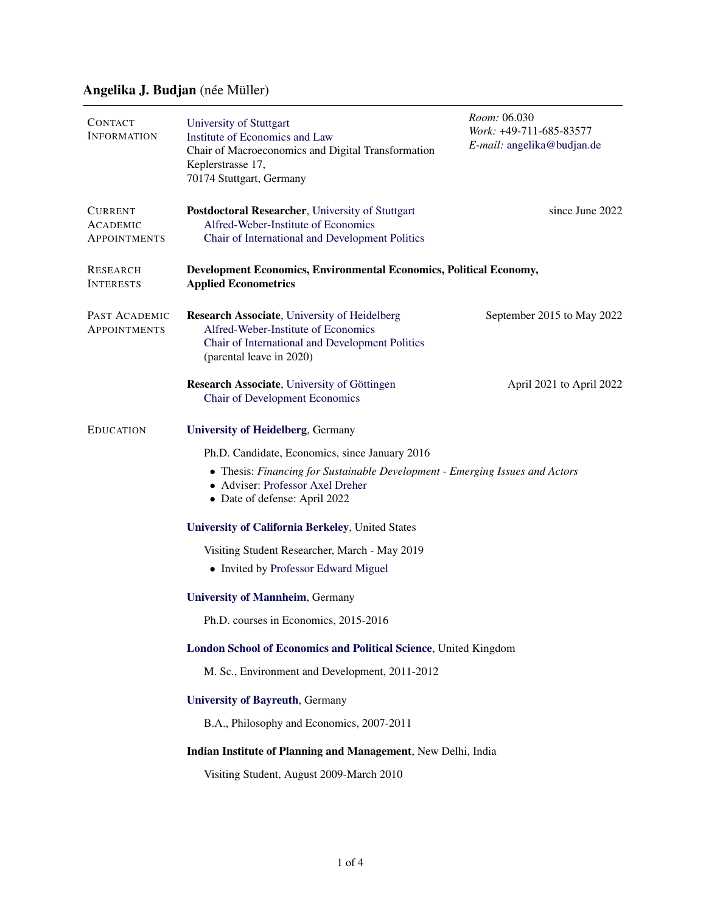# Angelika J. Budjan (née Müller)

## Contact Information

University of Stuttgart
Institute of Economics and Law
Chair of Macroeconomics and Digital Transformation
Keplerstrasse 17,
70174 Stuttgart, Germany

*Room:* 06.030
*Work:* +49-711-685-83577
*E-mail:* angelika@budjan.de

## Current Academic Appointments

**Postdoctoral Researcher**, University of Stuttgart — since June 2022
Alfred-Weber-Institute of Economics
Chair of International and Development Politics

## Research Interests

**Development Economics, Environmental Economics, Political Economy, Applied Econometrics**

## Past Academic Appointments

**Research Associate**, University of Heidelberg — September 2015 to May 2022
Alfred-Weber-Institute of Economics
Chair of International and Development Politics
(parental leave in 2020)

**Research Associate**, University of Göttingen — April 2021 to April 2022
Chair of Development Economics

## Education

**University of Heidelberg**, Germany

Ph.D. Candidate, Economics, since January 2016

- Thesis: *Financing for Sustainable Development - Emerging Issues and Actors*
- Adviser: Professor Axel Dreher
- Date of defense: April 2022

**University of California Berkeley**, United States

Visiting Student Researcher, March - May 2019

- Invited by Professor Edward Miguel

**University of Mannheim**, Germany

Ph.D. courses in Economics, 2015-2016

**London School of Economics and Political Science**, United Kingdom

M. Sc., Environment and Development, 2011-2012

**University of Bayreuth**, Germany

B.A., Philosophy and Economics, 2007-2011

**Indian Institute of Planning and Management**, New Delhi, India

Visiting Student, August 2009-March 2010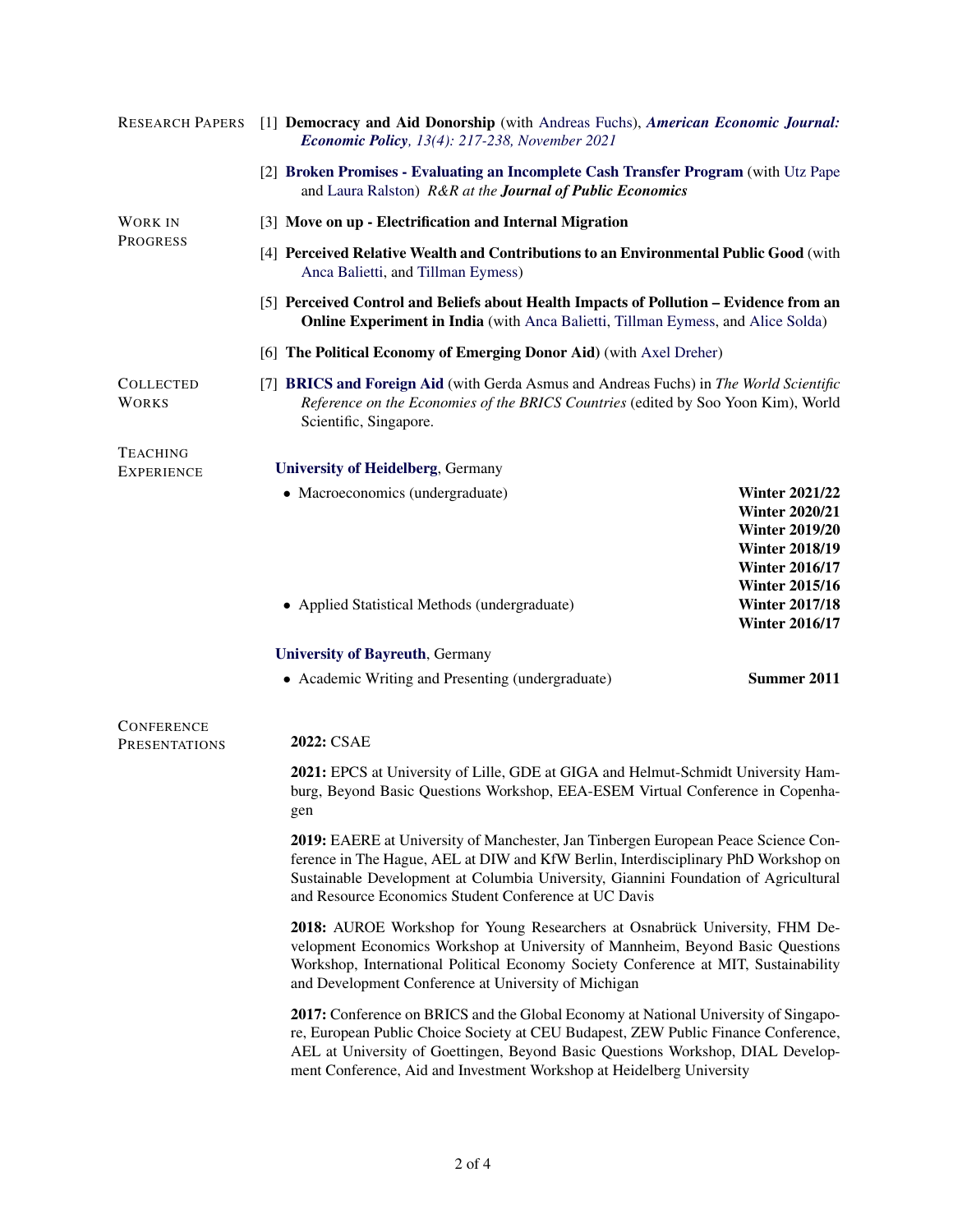## Research Papers

[1] **Democracy and Aid Donorship** (with Andreas Fuchs), ***American Economic Journal: Economic Policy**, 13(4): 217-238, November 2021*

[2] **Broken Promises - Evaluating an Incomplete Cash Transfer Program** (with Utz Pape and Laura Ralston) *R&R at the **Journal of Public Economics***

## Work in Progress

[3] **Move on up - Electrification and Internal Migration**

[4] **Perceived Relative Wealth and Contributions to an Environmental Public Good** (with Anca Balietti, and Tillman Eymess)

[5] **Perceived Control and Beliefs about Health Impacts of Pollution – Evidence from an Online Experiment in India** (with Anca Balietti, Tillman Eymess, and Alice Solda)

[6] **The Political Economy of Emerging Donor Aid)** (with Axel Dreher)

## Collected Works

[7] **BRICS and Foreign Aid** (with Gerda Asmus and Andreas Fuchs) in *The World Scientific Reference on the Economies of the BRICS Countries* (edited by Soo Yoon Kim), World Scientific, Singapore.

## Teaching Experience

**University of Heidelberg**, Germany

- Macroeconomics (undergraduate) — **Winter 2021/22, Winter 2020/21, Winter 2019/20, Winter 2018/19, Winter 2016/17, Winter 2015/16**
- Applied Statistical Methods (undergraduate) — **Winter 2017/18, Winter 2016/17**

**University of Bayreuth**, Germany

- Academic Writing and Presenting (undergraduate) — **Summer 2011**

## Conference Presentations

**2022:** CSAE

**2021:** EPCS at University of Lille, GDE at GIGA and Helmut-Schmidt University Hamburg, Beyond Basic Questions Workshop, EEA-ESEM Virtual Conference in Copenhagen

**2019:** EAERE at University of Manchester, Jan Tinbergen European Peace Science Conference in The Hague, AEL at DIW and KfW Berlin, Interdisciplinary PhD Workshop on Sustainable Development at Columbia University, Giannini Foundation of Agricultural and Resource Economics Student Conference at UC Davis

**2018:** AUROE Workshop for Young Researchers at Osnabrück University, FHM Development Economics Workshop at University of Mannheim, Beyond Basic Questions Workshop, International Political Economy Society Conference at MIT, Sustainability and Development Conference at University of Michigan

**2017:** Conference on BRICS and the Global Economy at National University of Singapore, European Public Choice Society at CEU Budapest, ZEW Public Finance Conference, AEL at University of Goettingen, Beyond Basic Questions Workshop, DIAL Development Conference, Aid and Investment Workshop at Heidelberg University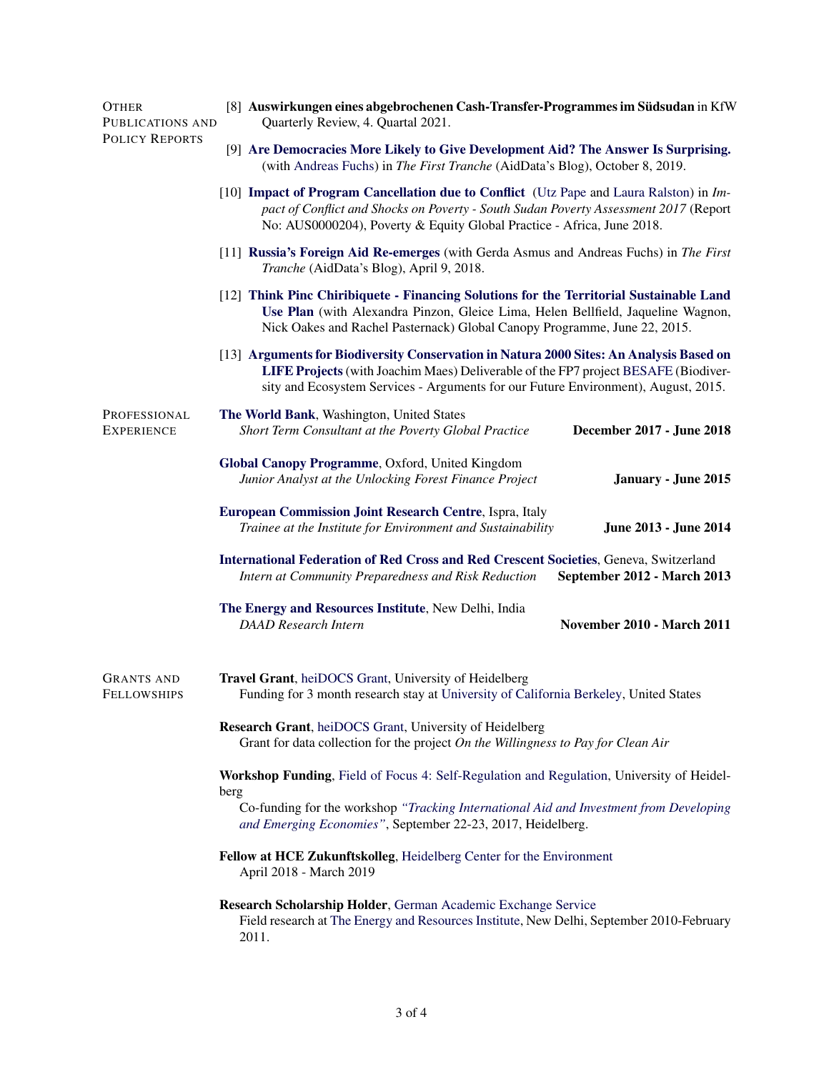## Other Publications and Policy Reports

[8] **Auswirkungen eines abgebrochenen Cash-Transfer-Programmes im Südsudan** in KfW Quarterly Review, 4. Quartal 2021.

[9] **Are Democracies More Likely to Give Development Aid? The Answer Is Surprising.** (with Andreas Fuchs) in *The First Tranche* (AidData's Blog), October 8, 2019.

[10] **Impact of Program Cancellation due to Conflict** (Utz Pape and Laura Ralston) in *Impact of Conflict and Shocks on Poverty - South Sudan Poverty Assessment 2017* (Report No: AUS0000204), Poverty & Equity Global Practice - Africa, June 2018.

[11] **Russia's Foreign Aid Re-emerges** (with Gerda Asmus and Andreas Fuchs) in *The First Tranche* (AidData's Blog), April 9, 2018.

[12] **Think Pinc Chiribiquete - Financing Solutions for the Territorial Sustainable Land Use Plan** (with Alexandra Pinzon, Gleice Lima, Helen Bellfield, Jaqueline Wagnon, Nick Oakes and Rachel Pasternack) Global Canopy Programme, June 22, 2015.

[13] **Arguments for Biodiversity Conservation in Natura 2000 Sites: An Analysis Based on LIFE Projects** (with Joachim Maes) Deliverable of the FP7 project BESAFE (Biodiversity and Ecosystem Services - Arguments for our Future Environment), August, 2015.

## Professional Experience

**The World Bank**, Washington, United States
*Short Term Consultant at the Poverty Global Practice* — **December 2017 - June 2018**

**Global Canopy Programme**, Oxford, United Kingdom
*Junior Analyst at the Unlocking Forest Finance Project* — **January - June 2015**

**European Commission Joint Research Centre**, Ispra, Italy
*Trainee at the Institute for Environment and Sustainability* — **June 2013 - June 2014**

**International Federation of Red Cross and Red Crescent Societies**, Geneva, Switzerland
*Intern at Community Preparedness and Risk Reduction* — **September 2012 - March 2013**

**The Energy and Resources Institute**, New Delhi, India
*DAAD Research Intern* — **November 2010 - March 2011**

## Grants and Fellowships

**Travel Grant**, heiDOCS Grant, University of Heidelberg
Funding for 3 month research stay at University of California Berkeley, United States

**Research Grant**, heiDOCS Grant, University of Heidelberg
Grant for data collection for the project *On the Willingness to Pay for Clean Air*

**Workshop Funding**, Field of Focus 4: Self-Regulation and Regulation, University of Heidelberg
Co-funding for the workshop *"Tracking International Aid and Investment from Developing and Emerging Economies"*, September 22-23, 2017, Heidelberg.

**Fellow at HCE Zukunftskolleg**, Heidelberg Center for the Environment
April 2018 - March 2019

**Research Scholarship Holder**, German Academic Exchange Service
Field research at The Energy and Resources Institute, New Delhi, September 2010-February 2011.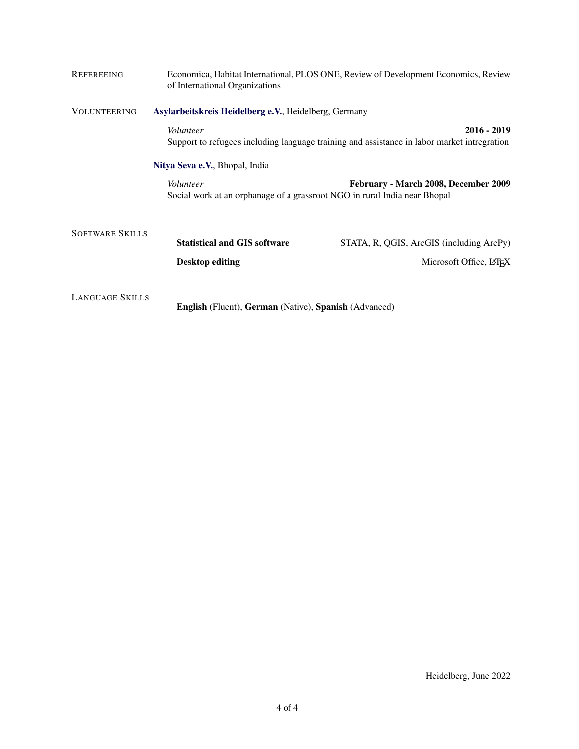## Refereeing

Economica, Habitat International, PLOS ONE, Review of Development Economics, Review of International Organizations

## Volunteering

**Asylarbeitskreis Heidelberg e.V.**, Heidelberg, Germany

*Volunteer* — **2016 - 2019**

Support to refugees including language training and assistance in labor market intregration

**Nitya Seva e.V.**, Bhopal, India

*Volunteer* — **February - March 2008, December 2009**

Social work at an orphanage of a grassroot NGO in rural India near Bhopal

## Software Skills

| | |
|---|---|
| **Statistical and GIS software** | STATA, R, QGIS, ArcGIS (including ArcPy) |
| **Desktop editing** | Microsoft Office, LaTeX |

## Language Skills

**English** (Fluent), **German** (Native), **Spanish** (Advanced)

Heidelberg, June 2022